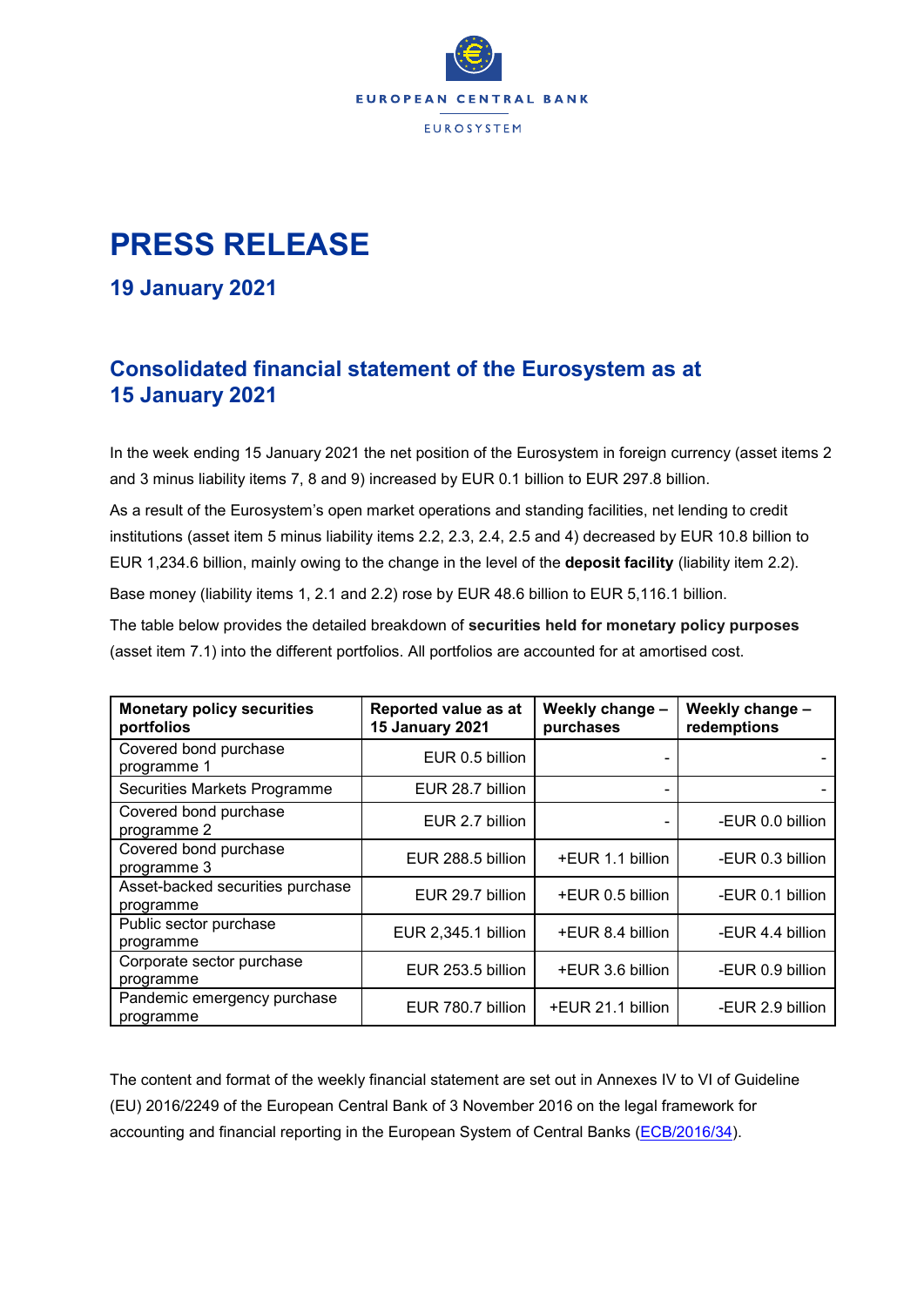EUROPEAN CENTRAL BANK

EUROSYSTEM

# PRESS RELEASE

## 19 January 2021

## Consolidated financial statement of the Eurosystem as at 15 January 2021

In the week ending 15 January 2021 the net position of the Eurosystem in foreign currency (asset items 2 and 3 minus liability items 7, 8 and 9) increased by EUR 0.1 billion to EUR 297.8 billion.

As a result of the Eurosystem's open market operations and standing facilities, net lending to credit institutions (asset item 5 minus liability items 2.2, 2.3, 2.4, 2.5 and 4) decreased by EUR 10.8 billion to EUR 1,234.6 billion, mainly owing to the change in the level of the **deposit facility** (liability item 2.2).

Base money (liability items 1, 2.1 and 2.2) rose by EUR 48.6 billion to EUR 5,116.1 billion.

The table below provides the detailed breakdown of **securities held for monetary policy purposes** (asset item 7.1) into the different portfolios. All portfolios are accounted for at amortised cost.

| Monetary policy securities portfolios | Reported value as at 15 January 2021 | Weekly change – purchases | Weekly change – redemptions |
|---|---|---|---|
| Covered bond purchase programme 1 | EUR 0.5 billion | - | - |
| Securities Markets Programme | EUR 28.7 billion | - | - |
| Covered bond purchase programme 2 | EUR 2.7 billion | - | -EUR 0.0 billion |
| Covered bond purchase programme 3 | EUR 288.5 billion | +EUR 1.1 billion | -EUR 0.3 billion |
| Asset-backed securities purchase programme | EUR 29.7 billion | +EUR 0.5 billion | -EUR 0.1 billion |
| Public sector purchase programme | EUR 2,345.1 billion | +EUR 8.4 billion | -EUR 4.4 billion |
| Corporate sector purchase programme | EUR 253.5 billion | +EUR 3.6 billion | -EUR 0.9 billion |
| Pandemic emergency purchase programme | EUR 780.7 billion | +EUR 21.1 billion | -EUR 2.9 billion |

The content and format of the weekly financial statement are set out in Annexes IV to VI of Guideline (EU) 2016/2249 of the European Central Bank of 3 November 2016 on the legal framework for accounting and financial reporting in the European System of Central Banks (ECB/2016/34).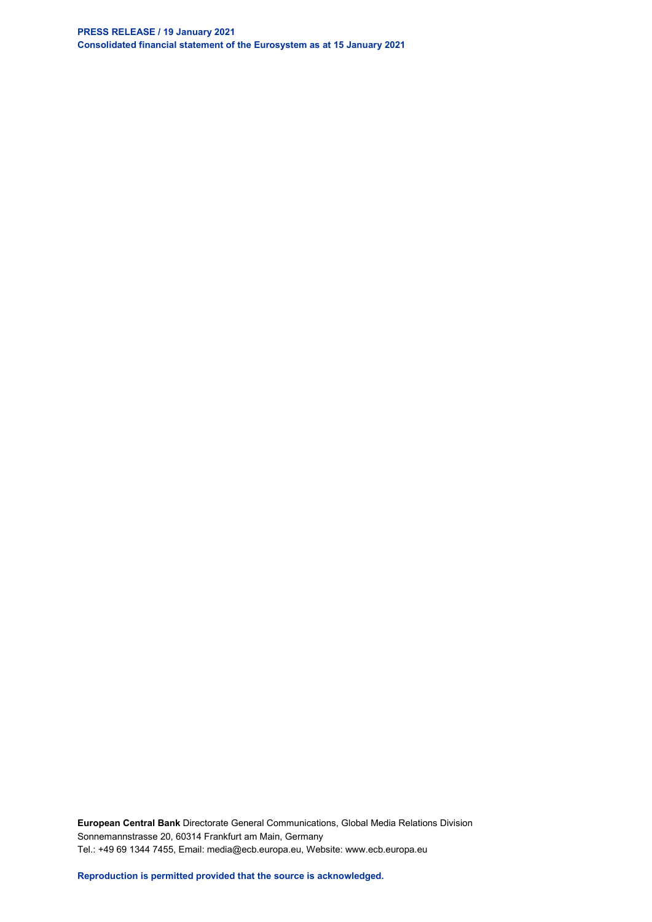**European Central Bank** Directorate General Communications, Global Media Relations Division
Sonnemannstrasse 20, 60314 Frankfurt am Main, Germany
Tel.: +49 69 1344 7455, Email: media@ecb.europa.eu, Website: www.ecb.europa.eu

**Reproduction is permitted provided that the source is acknowledged.**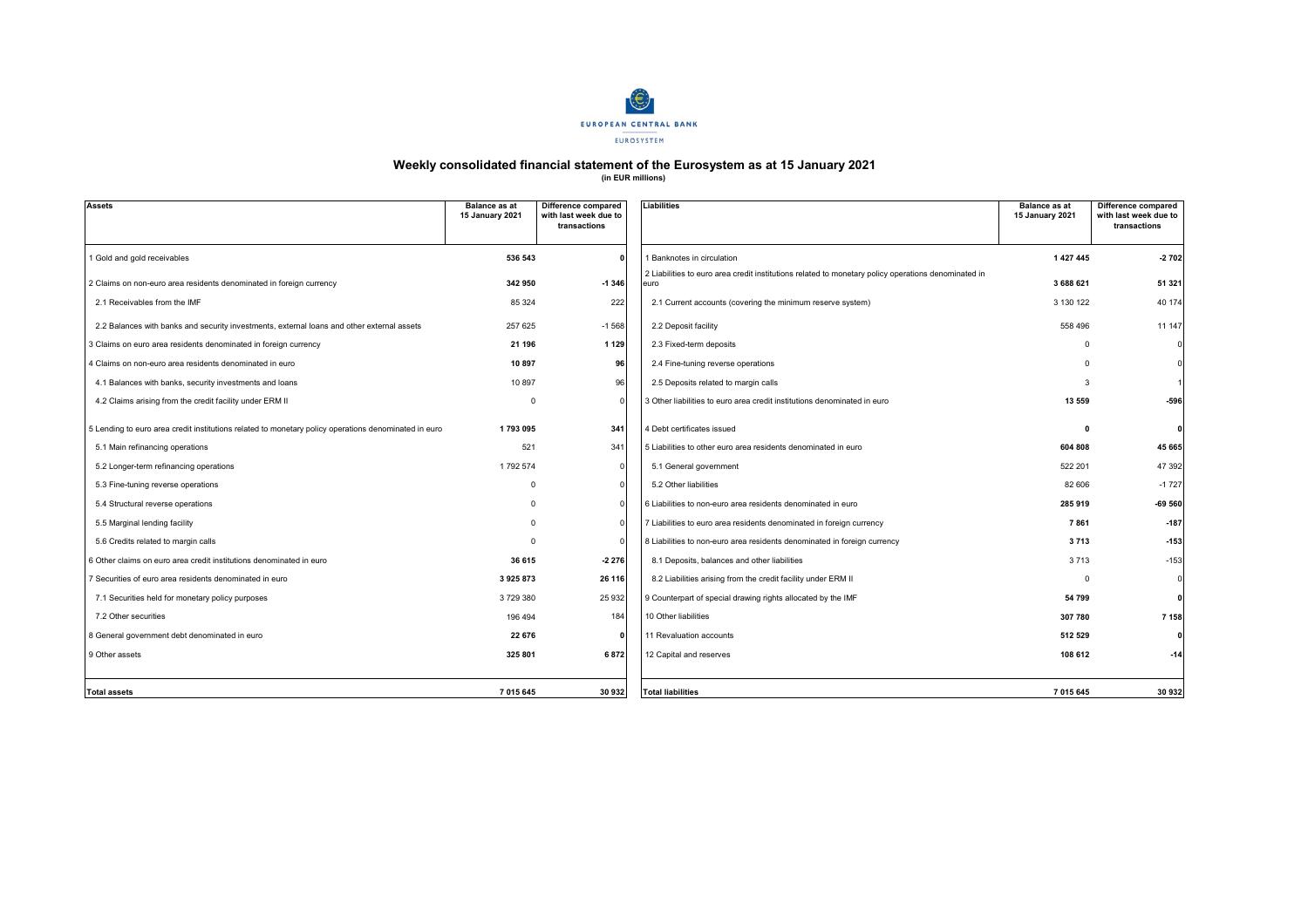EUROPEAN CENTRAL BANK

EUROSYSTEM

# Weekly consolidated financial statement of the Eurosystem as at 15 January 2021

**(in EUR millions)**

| Assets | Balance as at 15 January 2021 | Difference compared with last week due to transactions |
|---|---|---|
| **1 Gold and gold receivables** | **536 543** | **0** |
| **2 Claims on non-euro area residents denominated in foreign currency** | **342 950** | **-1 346** |
| 2.1 Receivables from the IMF | 85 324 | 222 |
| 2.2 Balances with banks and security investments, external loans and other external assets | 257 625 | -1 568 |
| **3 Claims on euro area residents denominated in foreign currency** | **21 196** | **1 129** |
| **4 Claims on non-euro area residents denominated in euro** | **10 897** | **96** |
| 4.1 Balances with banks, security investments and loans | 10 897 | 96 |
| 4.2 Claims arising from the credit facility under ERM II | 0 | 0 |
| **5 Lending to euro area credit institutions related to monetary policy operations denominated in euro** | **1 793 095** | **341** |
| 5.1 Main refinancing operations | 521 | 341 |
| 5.2 Longer-term refinancing operations | 1 792 574 | 0 |
| 5.3 Fine-tuning reverse operations | 0 | 0 |
| 5.4 Structural reverse operations | 0 | 0 |
| 5.5 Marginal lending facility | 0 | 0 |
| 5.6 Credits related to margin calls | 0 | 0 |
| **6 Other claims on euro area credit institutions denominated in euro** | **36 615** | **-2 276** |
| **7 Securities of euro area residents denominated in euro** | **3 925 873** | **26 116** |
| 7.1 Securities held for monetary policy purposes | 3 729 380 | 25 932 |
| 7.2 Other securities | 196 494 | 184 |
| **8 General government debt denominated in euro** | **22 676** | **0** |
| **9 Other assets** | **325 801** | **6 872** |
| **Total assets** | **7 015 645** | **30 932** |

| Liabilities | Balance as at 15 January 2021 | Difference compared with last week due to transactions |
|---|---|---|
| **1 Banknotes in circulation** | **1 427 445** | **-2 702** |
| **2 Liabilities to euro area credit institutions related to monetary policy operations denominated in euro** | **3 688 621** | **51 321** |
| 2.1 Current accounts (covering the minimum reserve system) | 3 130 122 | 40 174 |
| 2.2 Deposit facility | 558 496 | 11 147 |
| 2.3 Fixed-term deposits | 0 | 0 |
| 2.4 Fine-tuning reverse operations | 0 | 0 |
| 2.5 Deposits related to margin calls | 3 | 1 |
| **3 Other liabilities to euro area credit institutions denominated in euro** | **13 559** | **-596** |
| **4 Debt certificates issued** | **0** | **0** |
| **5 Liabilities to other euro area residents denominated in euro** | **604 808** | **45 665** |
| 5.1 General government | 522 201 | 47 392 |
| 5.2 Other liabilities | 82 606 | -1 727 |
| **6 Liabilities to non-euro area residents denominated in euro** | **285 919** | **-69 560** |
| **7 Liabilities to euro area residents denominated in foreign currency** | **7 861** | **-187** |
| **8 Liabilities to non-euro area residents denominated in foreign currency** | **3 713** | **-153** |
| 8.1 Deposits, balances and other liabilities | 3 713 | -153 |
| 8.2 Liabilities arising from the credit facility under ERM II | 0 | 0 |
| **9 Counterpart of special drawing rights allocated by the IMF** | **54 799** | **0** |
| **10 Other liabilities** | **307 780** | **7 158** |
| **11 Revaluation accounts** | **512 529** | **0** |
| **12 Capital and reserves** | **108 612** | **-14** |
| **Total liabilities** | **7 015 645** | **30 932** |